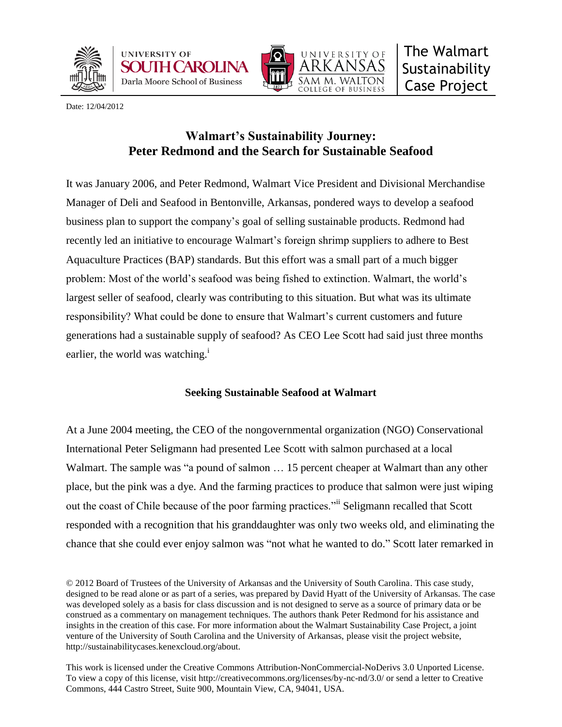University of South Carolina Darla Moore School of Business | University of Arkansas Sam M. Walton College of Business | The Walmart Sustainability Case Project

Date: 12/04/2012

# Walmart's Sustainability Journey: Peter Redmond and the Search for Sustainable Seafood

It was January 2006, and Peter Redmond, Walmart Vice President and Divisional Merchandise Manager of Deli and Seafood in Bentonville, Arkansas, pondered ways to develop a seafood business plan to support the company's goal of selling sustainable products. Redmond had recently led an initiative to encourage Walmart's foreign shrimp suppliers to adhere to Best Aquaculture Practices (BAP) standards. But this effort was a small part of a much bigger problem: Most of the world's seafood was being fished to extinction. Walmart, the world's largest seller of seafood, clearly was contributing to this situation. But what was its ultimate responsibility? What could be done to ensure that Walmart's current customers and future generations had a sustainable supply of seafood? As CEO Lee Scott had said just three months earlier, the world was watching.[i]

## Seeking Sustainable Seafood at Walmart

At a June 2004 meeting, the CEO of the nongovernmental organization (NGO) Conservational International Peter Seligmann had presented Lee Scott with salmon purchased at a local Walmart. The sample was "a pound of salmon … 15 percent cheaper at Walmart than any other place, but the pink was a dye. And the farming practices to produce that salmon were just wiping out the coast of Chile because of the poor farming practices."[ii] Seligmann recalled that Scott responded with a recognition that his granddaughter was only two weeks old, and eliminating the chance that she could ever enjoy salmon was "not what he wanted to do." Scott later remarked in

© 2012 Board of Trustees of the University of Arkansas and the University of South Carolina. This case study, designed to be read alone or as part of a series, was prepared by David Hyatt of the University of Arkansas. The case was developed solely as a basis for class discussion and is not designed to serve as a source of primary data or be construed as a commentary on management techniques. The authors thank Peter Redmond for his assistance and insights in the creation of this case. For more information about the Walmart Sustainability Case Project, a joint venture of the University of South Carolina and the University of Arkansas, please visit the project website, http://sustainabilitycases.kenexcloud.org/about.

This work is licensed under the Creative Commons Attribution-NonCommercial-NoDerivs 3.0 Unported License. To view a copy of this license, visit http://creativecommons.org/licenses/by-nc-nd/3.0/ or send a letter to Creative Commons, 444 Castro Street, Suite 900, Mountain View, CA, 94041, USA.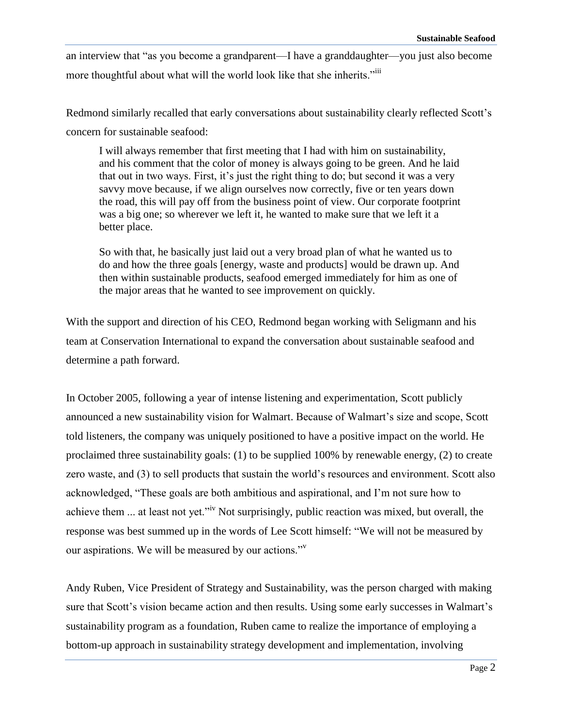an interview that "as you become a grandparent—I have a granddaughter—you just also become more thoughtful about what will the world look like that she inherits."[iii]

Redmond similarly recalled that early conversations about sustainability clearly reflected Scott's concern for sustainable seafood:

> I will always remember that first meeting that I had with him on sustainability, and his comment that the color of money is always going to be green. And he laid that out in two ways. First, it's just the right thing to do; but second it was a very savvy move because, if we align ourselves now correctly, five or ten years down the road, this will pay off from the business point of view. Our corporate footprint was a big one; so wherever we left it, he wanted to make sure that we left it a better place.
>
> So with that, he basically just laid out a very broad plan of what he wanted us to do and how the three goals [energy, waste and products] would be drawn up. And then within sustainable products, seafood emerged immediately for him as one of the major areas that he wanted to see improvement on quickly.

With the support and direction of his CEO, Redmond began working with Seligmann and his team at Conservation International to expand the conversation about sustainable seafood and determine a path forward.

In October 2005, following a year of intense listening and experimentation, Scott publicly announced a new sustainability vision for Walmart. Because of Walmart's size and scope, Scott told listeners, the company was uniquely positioned to have a positive impact on the world. He proclaimed three sustainability goals: (1) to be supplied 100% by renewable energy, (2) to create zero waste, and (3) to sell products that sustain the world's resources and environment. Scott also acknowledged, "These goals are both ambitious and aspirational, and I'm not sure how to achieve them ... at least not yet."[iv] Not surprisingly, public reaction was mixed, but overall, the response was best summed up in the words of Lee Scott himself: "We will not be measured by our aspirations. We will be measured by our actions."[v]

Andy Ruben, Vice President of Strategy and Sustainability, was the person charged with making sure that Scott's vision became action and then results. Using some early successes in Walmart's sustainability program as a foundation, Ruben came to realize the importance of employing a bottom-up approach in sustainability strategy development and implementation, involving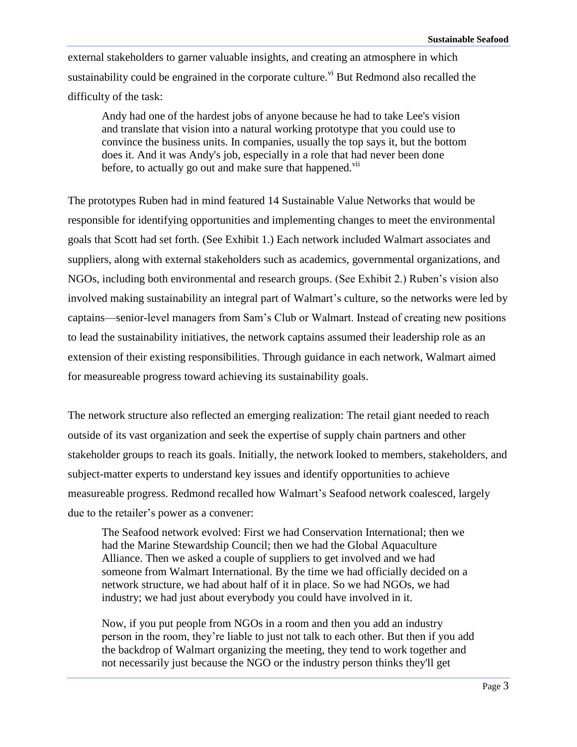external stakeholders to garner valuable insights, and creating an atmosphere in which sustainability could be engrained in the corporate culture.[vi] But Redmond also recalled the difficulty of the task:

> Andy had one of the hardest jobs of anyone because he had to take Lee's vision and translate that vision into a natural working prototype that you could use to convince the business units. In companies, usually the top says it, but the bottom does it. And it was Andy's job, especially in a role that had never been done before, to actually go out and make sure that happened.[vii]

The prototypes Ruben had in mind featured 14 Sustainable Value Networks that would be responsible for identifying opportunities and implementing changes to meet the environmental goals that Scott had set forth. (See Exhibit 1.) Each network included Walmart associates and suppliers, along with external stakeholders such as academics, governmental organizations, and NGOs, including both environmental and research groups. (See Exhibit 2.) Ruben's vision also involved making sustainability an integral part of Walmart's culture, so the networks were led by captains—senior-level managers from Sam's Club or Walmart. Instead of creating new positions to lead the sustainability initiatives, the network captains assumed their leadership role as an extension of their existing responsibilities. Through guidance in each network, Walmart aimed for measureable progress toward achieving its sustainability goals.

The network structure also reflected an emerging realization: The retail giant needed to reach outside of its vast organization and seek the expertise of supply chain partners and other stakeholder groups to reach its goals. Initially, the network looked to members, stakeholders, and subject-matter experts to understand key issues and identify opportunities to achieve measureable progress. Redmond recalled how Walmart's Seafood network coalesced, largely due to the retailer's power as a convener:

> The Seafood network evolved: First we had Conservation International; then we had the Marine Stewardship Council; then we had the Global Aquaculture Alliance. Then we asked a couple of suppliers to get involved and we had someone from Walmart International. By the time we had officially decided on a network structure, we had about half of it in place. So we had NGOs, we had industry; we had just about everybody you could have involved in it.
>
> Now, if you put people from NGOs in a room and then you add an industry person in the room, they're liable to just not talk to each other. But then if you add the backdrop of Walmart organizing the meeting, they tend to work together and not necessarily just because the NGO or the industry person thinks they'll get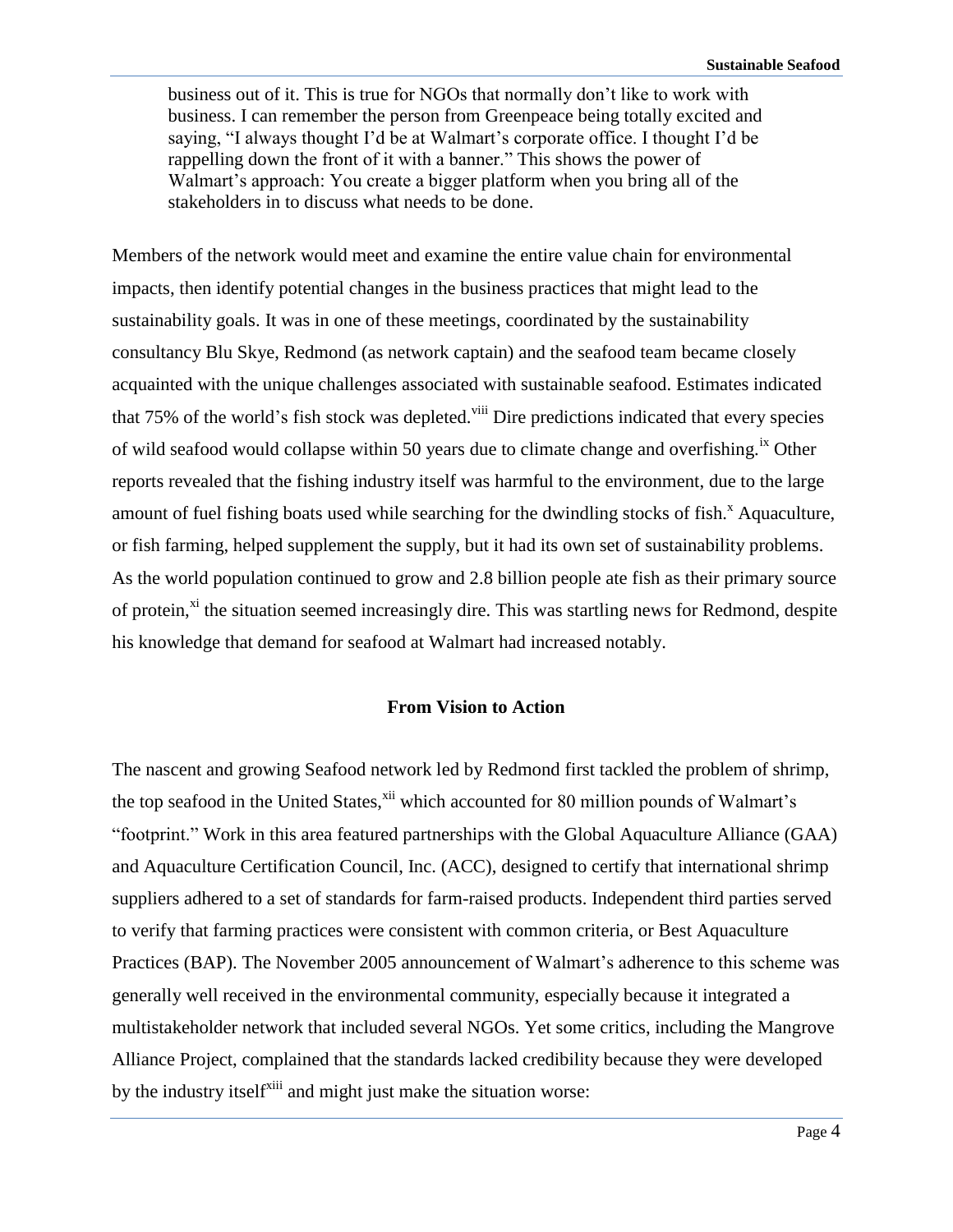> business out of it. This is true for NGOs that normally don't like to work with business. I can remember the person from Greenpeace being totally excited and saying, "I always thought I'd be at Walmart's corporate office. I thought I'd be rappelling down the front of it with a banner." This shows the power of Walmart's approach: You create a bigger platform when you bring all of the stakeholders in to discuss what needs to be done.

Members of the network would meet and examine the entire value chain for environmental impacts, then identify potential changes in the business practices that might lead to the sustainability goals. It was in one of these meetings, coordinated by the sustainability consultancy Blu Skye, Redmond (as network captain) and the seafood team became closely acquainted with the unique challenges associated with sustainable seafood. Estimates indicated that 75% of the world's fish stock was depleted.[viii] Dire predictions indicated that every species of wild seafood would collapse within 50 years due to climate change and overfishing.[ix] Other reports revealed that the fishing industry itself was harmful to the environment, due to the large amount of fuel fishing boats used while searching for the dwindling stocks of fish.[x] Aquaculture, or fish farming, helped supplement the supply, but it had its own set of sustainability problems. As the world population continued to grow and 2.8 billion people ate fish as their primary source of protein,[xi] the situation seemed increasingly dire. This was startling news for Redmond, despite his knowledge that demand for seafood at Walmart had increased notably.

## From Vision to Action

The nascent and growing Seafood network led by Redmond first tackled the problem of shrimp, the top seafood in the United States,[xii] which accounted for 80 million pounds of Walmart's "footprint." Work in this area featured partnerships with the Global Aquaculture Alliance (GAA) and Aquaculture Certification Council, Inc. (ACC), designed to certify that international shrimp suppliers adhered to a set of standards for farm-raised products. Independent third parties served to verify that farming practices were consistent with common criteria, or Best Aquaculture Practices (BAP). The November 2005 announcement of Walmart's adherence to this scheme was generally well received in the environmental community, especially because it integrated a multistakeholder network that included several NGOs. Yet some critics, including the Mangrove Alliance Project, complained that the standards lacked credibility because they were developed by the industry itself[xiii] and might just make the situation worse: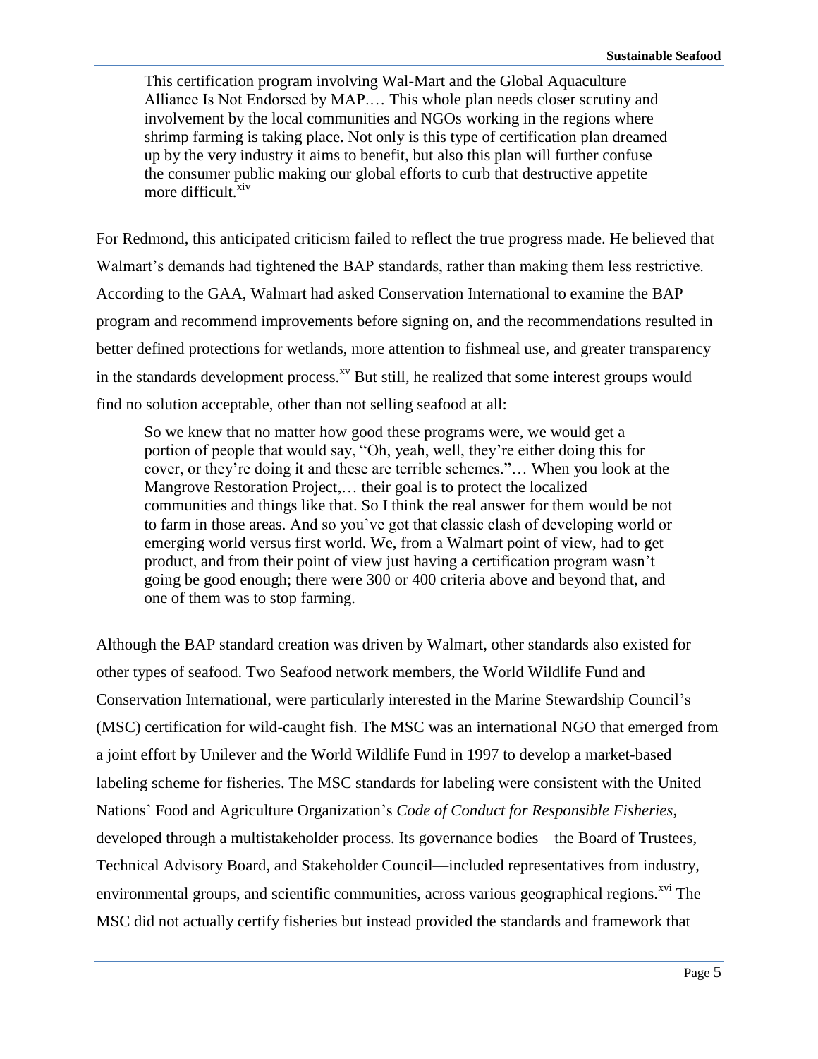> This certification program involving Wal-Mart and the Global Aquaculture Alliance Is Not Endorsed by MAP.… This whole plan needs closer scrutiny and involvement by the local communities and NGOs working in the regions where shrimp farming is taking place. Not only is this type of certification plan dreamed up by the very industry it aims to benefit, but also this plan will further confuse the consumer public making our global efforts to curb that destructive appetite more difficult.[xiv]

For Redmond, this anticipated criticism failed to reflect the true progress made. He believed that Walmart's demands had tightened the BAP standards, rather than making them less restrictive. According to the GAA, Walmart had asked Conservation International to examine the BAP program and recommend improvements before signing on, and the recommendations resulted in better defined protections for wetlands, more attention to fishmeal use, and greater transparency in the standards development process.[xv] But still, he realized that some interest groups would find no solution acceptable, other than not selling seafood at all:

> So we knew that no matter how good these programs were, we would get a portion of people that would say, "Oh, yeah, well, they're either doing this for cover, or they're doing it and these are terrible schemes."… When you look at the Mangrove Restoration Project,… their goal is to protect the localized communities and things like that. So I think the real answer for them would be not to farm in those areas. And so you've got that classic clash of developing world or emerging world versus first world. We, from a Walmart point of view, had to get product, and from their point of view just having a certification program wasn't going be good enough; there were 300 or 400 criteria above and beyond that, and one of them was to stop farming.

Although the BAP standard creation was driven by Walmart, other standards also existed for other types of seafood. Two Seafood network members, the World Wildlife Fund and Conservation International, were particularly interested in the Marine Stewardship Council's (MSC) certification for wild-caught fish. The MSC was an international NGO that emerged from a joint effort by Unilever and the World Wildlife Fund in 1997 to develop a market-based labeling scheme for fisheries. The MSC standards for labeling were consistent with the United Nations' Food and Agriculture Organization's *Code of Conduct for Responsible Fisheries*, developed through a multistakeholder process. Its governance bodies—the Board of Trustees, Technical Advisory Board, and Stakeholder Council—included representatives from industry, environmental groups, and scientific communities, across various geographical regions.[xvi] The MSC did not actually certify fisheries but instead provided the standards and framework that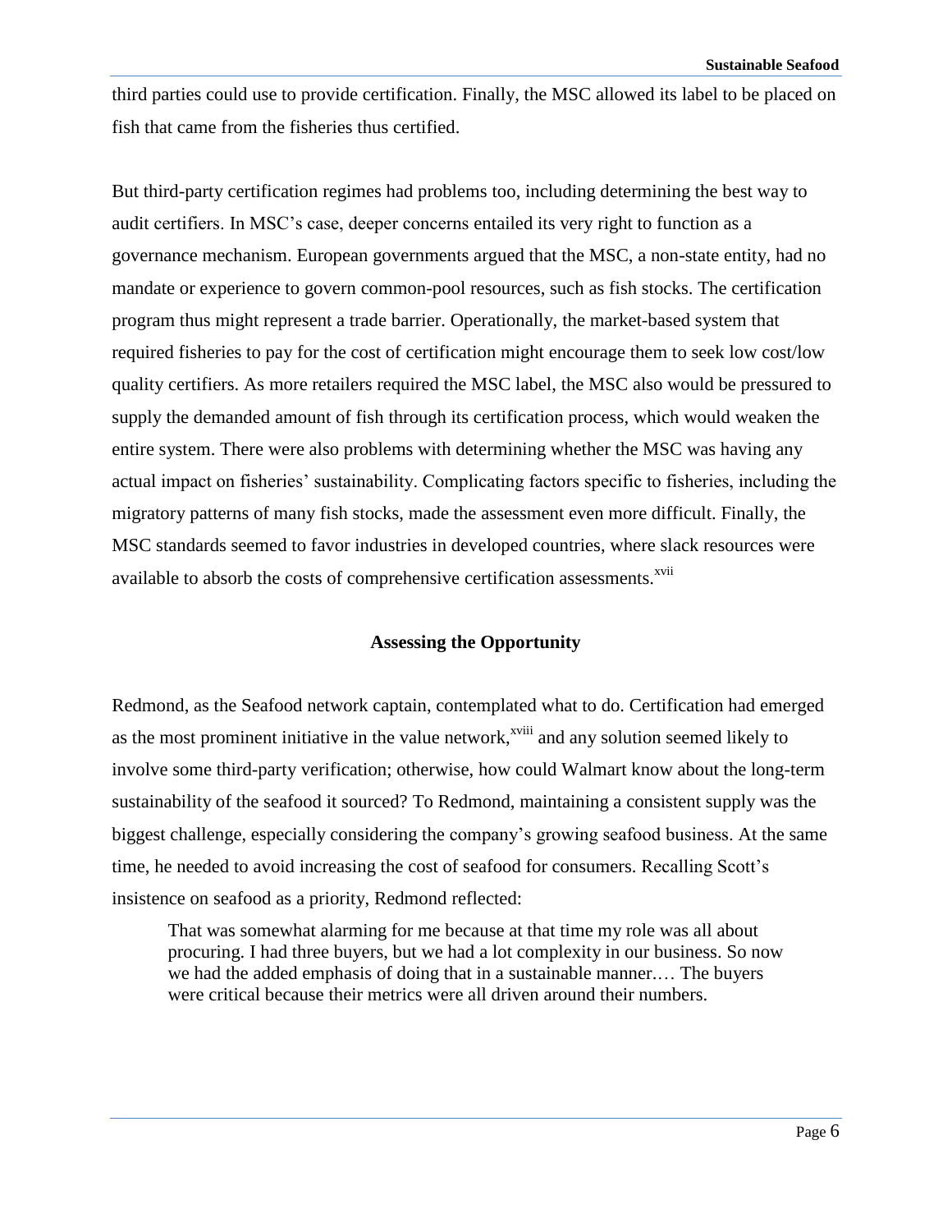third parties could use to provide certification. Finally, the MSC allowed its label to be placed on fish that came from the fisheries thus certified.

But third-party certification regimes had problems too, including determining the best way to audit certifiers. In MSC's case, deeper concerns entailed its very right to function as a governance mechanism. European governments argued that the MSC, a non-state entity, had no mandate or experience to govern common-pool resources, such as fish stocks. The certification program thus might represent a trade barrier. Operationally, the market-based system that required fisheries to pay for the cost of certification might encourage them to seek low cost/low quality certifiers. As more retailers required the MSC label, the MSC also would be pressured to supply the demanded amount of fish through its certification process, which would weaken the entire system. There were also problems with determining whether the MSC was having any actual impact on fisheries' sustainability. Complicating factors specific to fisheries, including the migratory patterns of many fish stocks, made the assessment even more difficult. Finally, the MSC standards seemed to favor industries in developed countries, where slack resources were available to absorb the costs of comprehensive certification assessments.[xvii]

## Assessing the Opportunity

Redmond, as the Seafood network captain, contemplated what to do. Certification had emerged as the most prominent initiative in the value network,[xviii] and any solution seemed likely to involve some third-party verification; otherwise, how could Walmart know about the long-term sustainability of the seafood it sourced? To Redmond, maintaining a consistent supply was the biggest challenge, especially considering the company's growing seafood business. At the same time, he needed to avoid increasing the cost of seafood for consumers. Recalling Scott's insistence on seafood as a priority, Redmond reflected:

> That was somewhat alarming for me because at that time my role was all about procuring. I had three buyers, but we had a lot complexity in our business. So now we had the added emphasis of doing that in a sustainable manner.… The buyers were critical because their metrics were all driven around their numbers.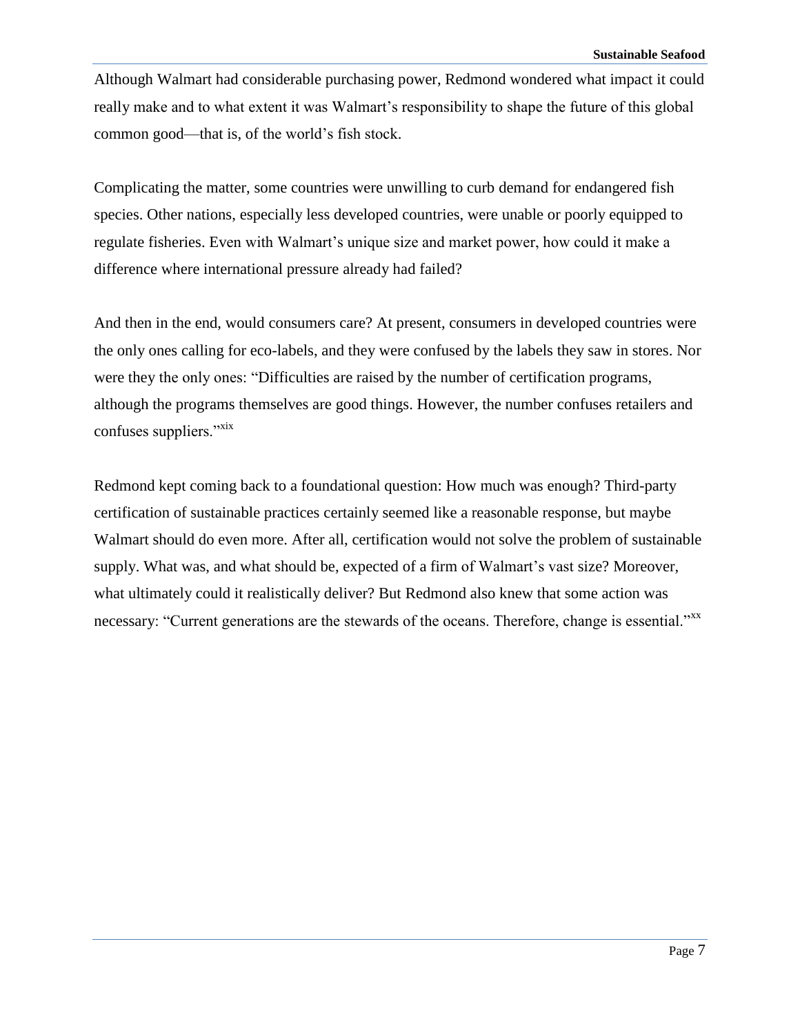Although Walmart had considerable purchasing power, Redmond wondered what impact it could really make and to what extent it was Walmart's responsibility to shape the future of this global common good—that is, of the world's fish stock.

Complicating the matter, some countries were unwilling to curb demand for endangered fish species. Other nations, especially less developed countries, were unable or poorly equipped to regulate fisheries. Even with Walmart's unique size and market power, how could it make a difference where international pressure already had failed?

And then in the end, would consumers care? At present, consumers in developed countries were the only ones calling for eco-labels, and they were confused by the labels they saw in stores. Nor were they the only ones: "Difficulties are raised by the number of certification programs, although the programs themselves are good things. However, the number confuses retailers and confuses suppliers."[xix]

Redmond kept coming back to a foundational question: How much was enough? Third-party certification of sustainable practices certainly seemed like a reasonable response, but maybe Walmart should do even more. After all, certification would not solve the problem of sustainable supply. What was, and what should be, expected of a firm of Walmart's vast size? Moreover, what ultimately could it realistically deliver? But Redmond also knew that some action was necessary: "Current generations are the stewards of the oceans. Therefore, change is essential."[xx]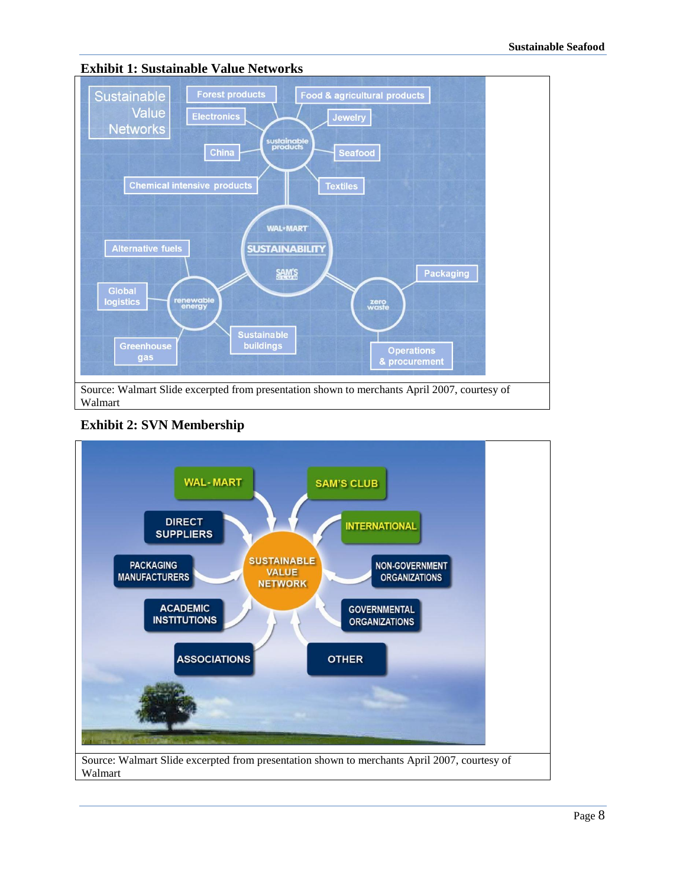## Exhibit 1: Sustainable Value Networks

Sustainable Value Networks

Forest products

Food & agricultural products

Electronics

Jewelry

sustainable products

China

Seafood

Chemical intensive products

Textiles

WAL*MART

SUSTAINABILITY

SAM'S CLUB

Alternative fuels

Packaging

Global logistics

renewable energy

zero waste

Sustainable buildings

Greenhouse gas

Operations & procurement

Source: Walmart Slide excerpted from presentation shown to merchants April 2007, courtesy of Walmart

## Exhibit 2: SVN Membership

WAL-MART

SAM'S CLUB

DIRECT SUPPLIERS

INTERNATIONAL

PACKAGING MANUFACTURERS

SUSTAINABLE VALUE NETWORK

NON-GOVERNMENT ORGANIZATIONS

ACADEMIC INSTITUTIONS

GOVERNMENTAL ORGANIZATIONS

ASSOCIATIONS

OTHER

Source: Walmart Slide excerpted from presentation shown to merchants April 2007, courtesy of Walmart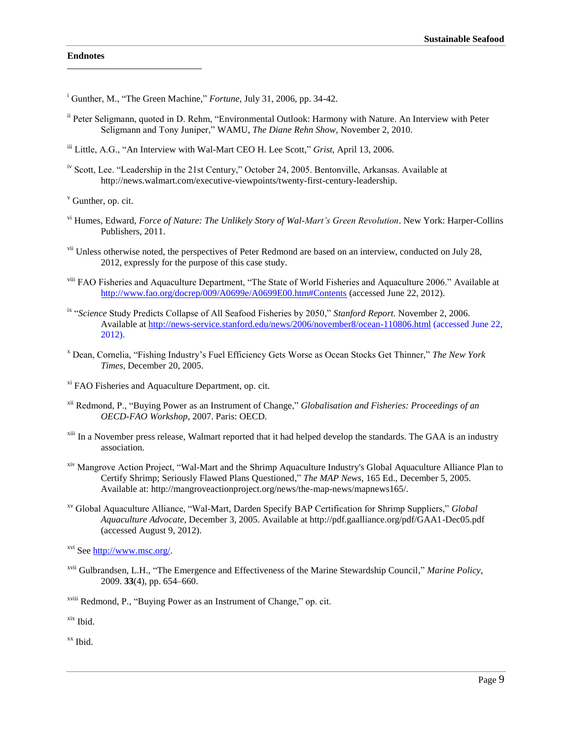**Endnotes**

---

[i] Gunther, M., "The Green Machine," *Fortune*, July 31, 2006, pp. 34-42.

[ii] Peter Seligmann, quoted in D. Rehm, "Environmental Outlook: Harmony with Nature. An Interview with Peter Seligmann and Tony Juniper," WAMU, *The Diane Rehn Show*, November 2, 2010.

[iii] Little, A.G., "An Interview with Wal-Mart CEO H. Lee Scott," *Grist*, April 13, 2006.

[iv] Scott, Lee. "Leadership in the 21st Century," October 24, 2005. Bentonville, Arkansas. Available at http://news.walmart.com/executive-viewpoints/twenty-first-century-leadership.

[v] Gunther, op. cit.

[vi] Humes, Edward, *Force of Nature: The Unlikely Story of Wal-Mart's Green Revolution*. New York: Harper-Collins Publishers, 2011.

[vii] Unless otherwise noted, the perspectives of Peter Redmond are based on an interview, conducted on July 28, 2012, expressly for the purpose of this case study.

[viii] FAO Fisheries and Aquaculture Department, "The State of World Fisheries and Aquaculture 2006." Available at http://www.fao.org/docrep/009/A0699e/A0699E00.htm#Contents (accessed June 22, 2012).

[ix] "*Science* Study Predicts Collapse of All Seafood Fisheries by 2050," *Stanford Report.* November 2, 2006. Available at http://news-service.stanford.edu/news/2006/november8/ocean-110806.html (accessed June 22, 2012).

[x] Dean, Cornelia, "Fishing Industry's Fuel Efficiency Gets Worse as Ocean Stocks Get Thinner," *The New York Times*, December 20, 2005.

[xi] FAO Fisheries and Aquaculture Department, op. cit.

[xii] Redmond, P., "Buying Power as an Instrument of Change," *Globalisation and Fisheries: Proceedings of an OECD-FAO Workshop*, 2007. Paris: OECD.

[xiii] In a November press release, Walmart reported that it had helped develop the standards. The GAA is an industry association.

[xiv] Mangrove Action Project, "Wal-Mart and the Shrimp Aquaculture Industry's Global Aquaculture Alliance Plan to Certify Shrimp; Seriously Flawed Plans Questioned," *The MAP News*, 165 Ed., December 5, 2005. Available at: http://mangroveactionproject.org/news/the-map-news/mapnews165/.

[xv] Global Aquaculture Alliance, "Wal-Mart, Darden Specify BAP Certification for Shrimp Suppliers," *Global Aquaculture Advocate*, December 3, 2005. Available at http://pdf.gaalliance.org/pdf/GAA1-Dec05.pdf (accessed August 9, 2012).

[xvi] See http://www.msc.org/.

[xvii] Gulbrandsen, L.H., "The Emergence and Effectiveness of the Marine Stewardship Council," *Marine Policy*, 2009. **33**(4), pp. 654–660.

[xviii] Redmond, P., "Buying Power as an Instrument of Change," op. cit.

[xix] Ibid.

[xx] Ibid.